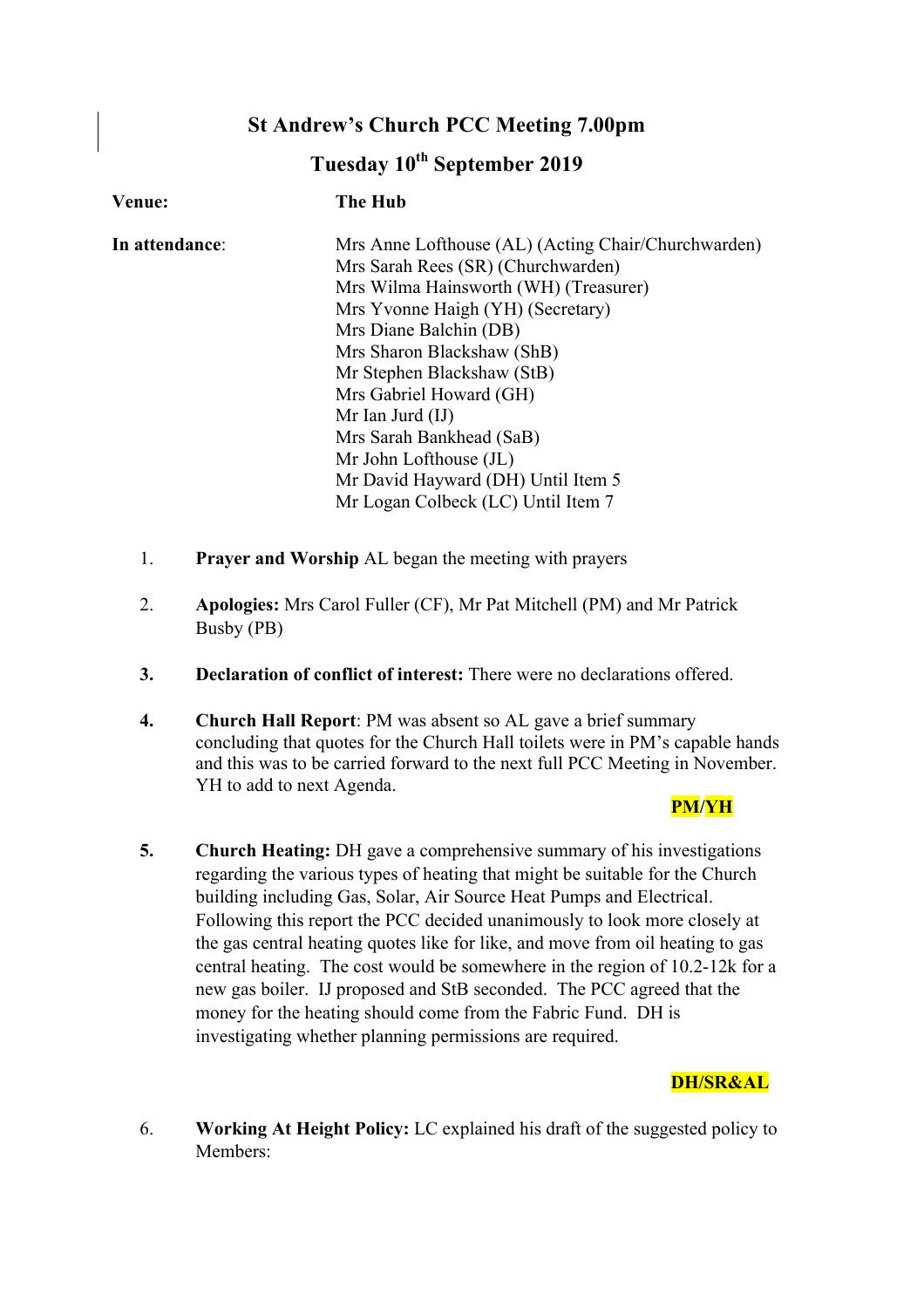# St Andrew's Church PCC Meeting 7.00pm

## Tuesday 10th September 2019

**Venue:** **The Hub**

**In attendance**:

Mrs Anne Lofthouse (AL) (Acting Chair/Churchwarden)
Mrs Sarah Rees (SR) (Churchwarden)
Mrs Wilma Hainsworth (WH) (Treasurer)
Mrs Yvonne Haigh (YH) (Secretary)
Mrs Diane Balchin (DB)
Mrs Sharon Blackshaw (ShB)
Mr Stephen Blackshaw (StB)
Mrs Gabriel Howard (GH)
Mr Ian Jurd (IJ)
Mrs Sarah Bankhead (SaB)
Mr John Lofthouse (JL)
Mr David Hayward (DH) Until Item 5
Mr Logan Colbeck (LC) Until Item 7

1. **Prayer and Worship** AL began the meeting with prayers

2. **Apologies:** Mrs Carol Fuller (CF), Mr Pat Mitchell (PM) and Mr Patrick Busby (PB)

3. **Declaration of conflict of interest:** There were no declarations offered.

4. **Church Hall Report**: PM was absent so AL gave a brief summary concluding that quotes for the Church Hall toilets were in PM's capable hands and this was to be carried forward to the next full PCC Meeting in November. YH to add to next Agenda.

   **PM/YH**

5. **Church Heating:** DH gave a comprehensive summary of his investigations regarding the various types of heating that might be suitable for the Church building including Gas, Solar, Air Source Heat Pumps and Electrical. Following this report the PCC decided unanimously to look more closely at the gas central heating quotes like for like, and move from oil heating to gas central heating. The cost would be somewhere in the region of 10.2-12k for a new gas boiler. IJ proposed and StB seconded. The PCC agreed that the money for the heating should come from the Fabric Fund. DH is investigating whether planning permissions are required.

   **DH/SR&AL**

6. **Working At Height Policy:** LC explained his draft of the suggested policy to Members: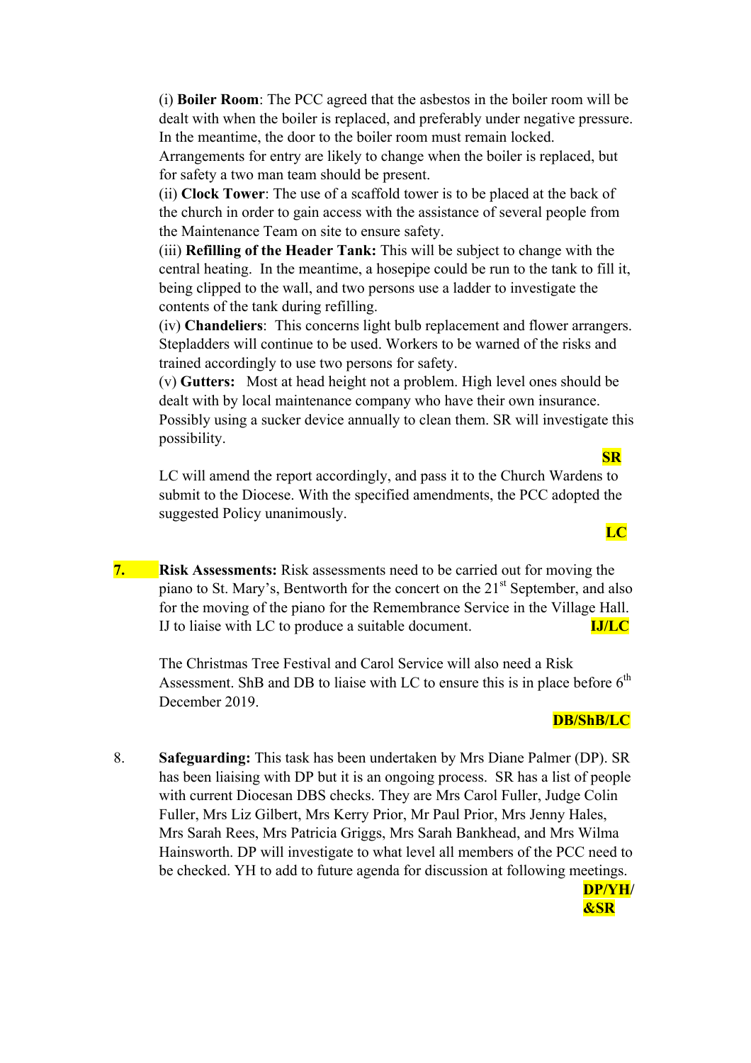(i) **Boiler Room**: The PCC agreed that the asbestos in the boiler room will be dealt with when the boiler is replaced, and preferably under negative pressure. In the meantime, the door to the boiler room must remain locked. Arrangements for entry are likely to change when the boiler is replaced, but for safety a two man team should be present.
(ii) **Clock Tower**: The use of a scaffold tower is to be placed at the back of the church in order to gain access with the assistance of several people from the Maintenance Team on site to ensure safety.
(iii) **Refilling of the Header Tank:** This will be subject to change with the central heating. In the meantime, a hosepipe could be run to the tank to fill it, being clipped to the wall, and two persons use a ladder to investigate the contents of the tank during refilling.
(iv) **Chandeliers**: This concerns light bulb replacement and flower arrangers. Stepladders will continue to be used. Workers to be warned of the risks and trained accordingly to use two persons for safety.
(v) **Gutters:** Most at head height not a problem. High level ones should be dealt with by local maintenance company who have their own insurance. Possibly using a sucker device annually to clean them. SR will investigate this possibility.

**SR**

LC will amend the report accordingly, and pass it to the Church Wardens to submit to the Diocese. With the specified amendments, the PCC adopted the suggested Policy unanimously.

**LC**

**7.** **Risk Assessments:** Risk assessments need to be carried out for moving the piano to St. Mary's, Bentworth for the concert on the 21st September, and also for the moving of the piano for the Remembrance Service in the Village Hall. IJ to liaise with LC to produce a suitable document. **IJ/LC**

The Christmas Tree Festival and Carol Service will also need a Risk Assessment. ShB and DB to liaise with LC to ensure this is in place before 6th December 2019.

**DB/ShB/LC**

8. **Safeguarding:** This task has been undertaken by Mrs Diane Palmer (DP). SR has been liaising with DP but it is an ongoing process. SR has a list of people with current Diocesan DBS checks. They are Mrs Carol Fuller, Judge Colin Fuller, Mrs Liz Gilbert, Mrs Kerry Prior, Mr Paul Prior, Mrs Jenny Hales, Mrs Sarah Rees, Mrs Patricia Griggs, Mrs Sarah Bankhead, and Mrs Wilma Hainsworth. DP will investigate to what level all members of the PCC need to be checked. YH to add to future agenda for discussion at following meetings.

**DP/YH/&SR**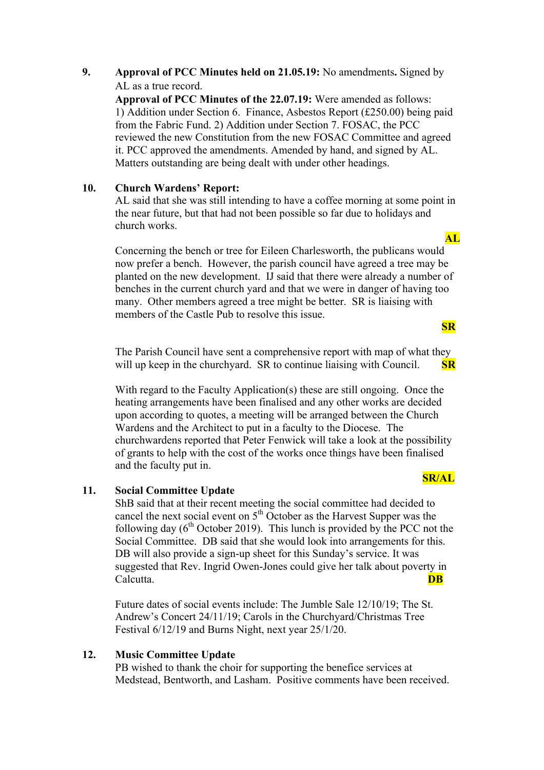**9. Approval of PCC Minutes held on 21.05.19:** No amendments**.** Signed by AL as a true record.

**Approval of PCC Minutes of the 22.07.19:** Were amended as follows: 1) Addition under Section 6. Finance, Asbestos Report (£250.00) being paid from the Fabric Fund. 2) Addition under Section 7. FOSAC, the PCC reviewed the new Constitution from the new FOSAC Committee and agreed it. PCC approved the amendments. Amended by hand, and signed by AL. Matters outstanding are being dealt with under other headings.

**10. Church Wardens' Report:**

AL said that she was still intending to have a coffee morning at some point in the near future, but that had not been possible so far due to holidays and church works.

**AL**

Concerning the bench or tree for Eileen Charlesworth, the publicans would now prefer a bench. However, the parish council have agreed a tree may be planted on the new development. IJ said that there were already a number of benches in the current church yard and that we were in danger of having too many. Other members agreed a tree might be better. SR is liaising with members of the Castle Pub to resolve this issue.

**SR**

The Parish Council have sent a comprehensive report with map of what they will up keep in the churchyard. SR to continue liaising with Council. **SR**

With regard to the Faculty Application(s) these are still ongoing. Once the heating arrangements have been finalised and any other works are decided upon according to quotes, a meeting will be arranged between the Church Wardens and the Architect to put in a faculty to the Diocese. The churchwardens reported that Peter Fenwick will take a look at the possibility of grants to help with the cost of the works once things have been finalised and the faculty put in.

**SR/AL**

**11. Social Committee Update**

ShB said that at their recent meeting the social committee had decided to cancel the next social event on 5th October as the Harvest Supper was the following day (6th October 2019). This lunch is provided by the PCC not the Social Committee. DB said that she would look into arrangements for this. DB will also provide a sign-up sheet for this Sunday's service. It was suggested that Rev. Ingrid Owen-Jones could give her talk about poverty in Calcutta. **DB**

Future dates of social events include: The Jumble Sale 12/10/19; The St. Andrew's Concert 24/11/19; Carols in the Churchyard/Christmas Tree Festival 6/12/19 and Burns Night, next year 25/1/20.

**12. Music Committee Update**

PB wished to thank the choir for supporting the benefice services at Medstead, Bentworth, and Lasham. Positive comments have been received.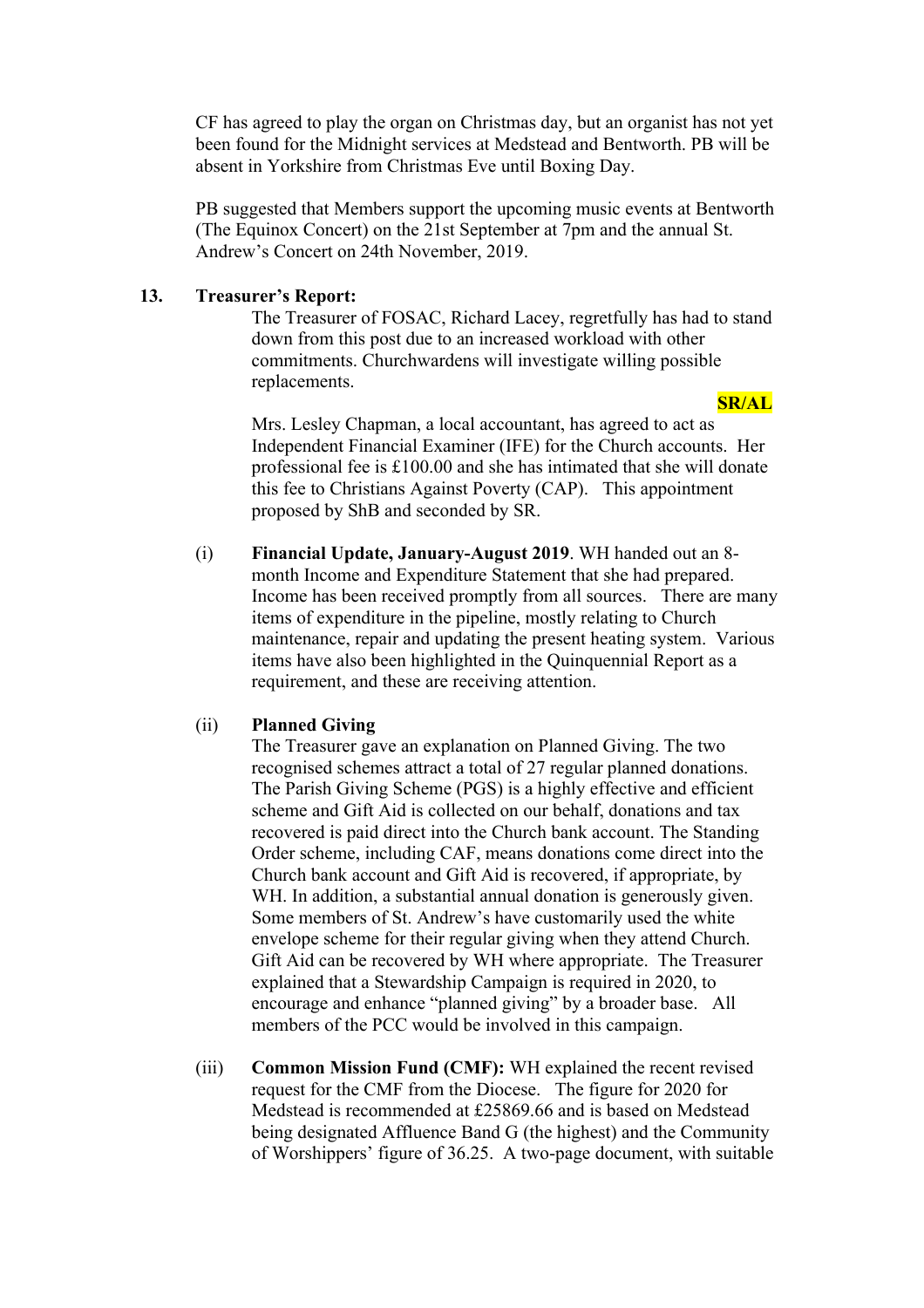CF has agreed to play the organ on Christmas day, but an organist has not yet been found for the Midnight services at Medstead and Bentworth. PB will be absent in Yorkshire from Christmas Eve until Boxing Day.

PB suggested that Members support the upcoming music events at Bentworth (The Equinox Concert) on the 21st September at 7pm and the annual St. Andrew's Concert on 24th November, 2019.

**13. Treasurer's Report:**

The Treasurer of FOSAC, Richard Lacey, regretfully has had to stand down from this post due to an increased workload with other commitments. Churchwardens will investigate willing possible replacements.

**SR/AL**

Mrs. Lesley Chapman, a local accountant, has agreed to act as Independent Financial Examiner (IFE) for the Church accounts. Her professional fee is £100.00 and she has intimated that she will donate this fee to Christians Against Poverty (CAP). This appointment proposed by ShB and seconded by SR.

(i) **Financial Update, January-August 2019**. WH handed out an 8-month Income and Expenditure Statement that she had prepared. Income has been received promptly from all sources. There are many items of expenditure in the pipeline, mostly relating to Church maintenance, repair and updating the present heating system. Various items have also been highlighted in the Quinquennial Report as a requirement, and these are receiving attention.

(ii) **Planned Giving**
The Treasurer gave an explanation on Planned Giving. The two recognised schemes attract a total of 27 regular planned donations. The Parish Giving Scheme (PGS) is a highly effective and efficient scheme and Gift Aid is collected on our behalf, donations and tax recovered is paid direct into the Church bank account. The Standing Order scheme, including CAF, means donations come direct into the Church bank account and Gift Aid is recovered, if appropriate, by WH. In addition, a substantial annual donation is generously given. Some members of St. Andrew's have customarily used the white envelope scheme for their regular giving when they attend Church. Gift Aid can be recovered by WH where appropriate. The Treasurer explained that a Stewardship Campaign is required in 2020, to encourage and enhance "planned giving" by a broader base. All members of the PCC would be involved in this campaign.

(iii) **Common Mission Fund (CMF):** WH explained the recent revised request for the CMF from the Diocese. The figure for 2020 for Medstead is recommended at £25869.66 and is based on Medstead being designated Affluence Band G (the highest) and the Community of Worshippers' figure of 36.25. A two-page document, with suitable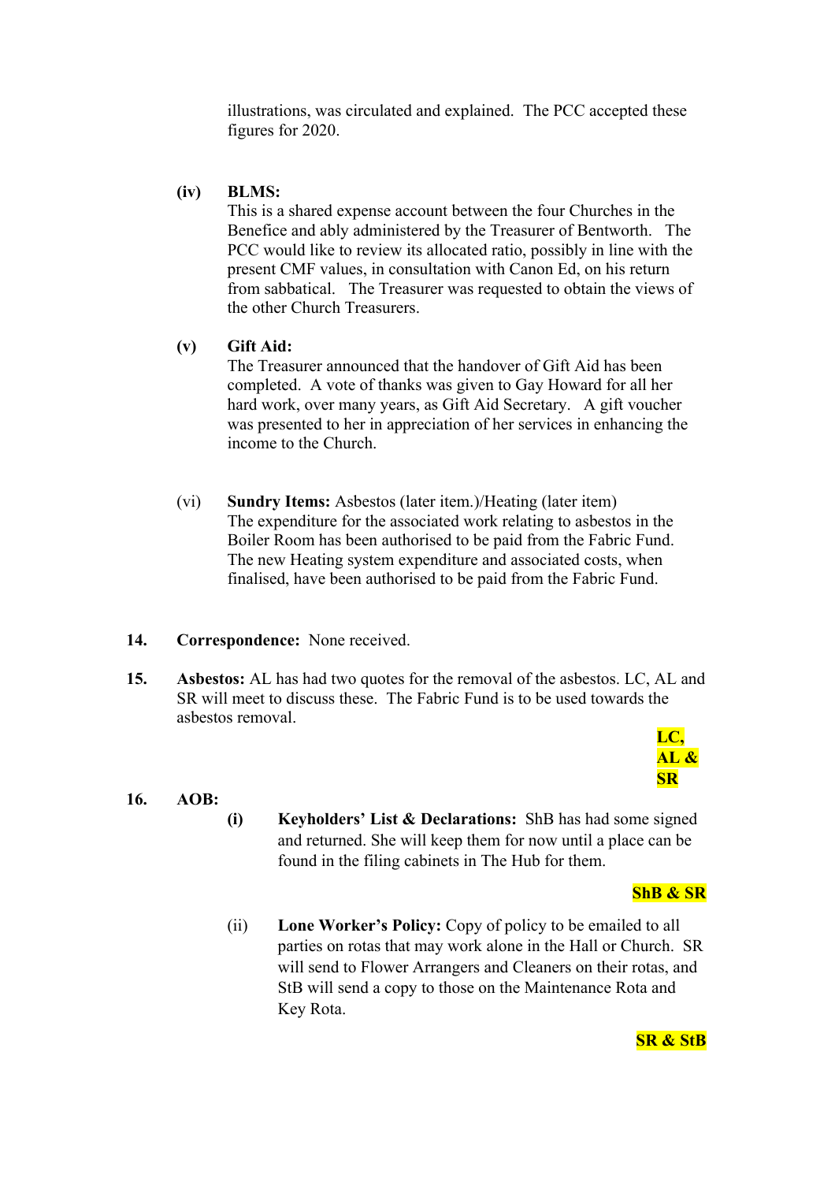illustrations, was circulated and explained. The PCC accepted these figures for 2020.

**(iv) BLMS:**
This is a shared expense account between the four Churches in the Benefice and ably administered by the Treasurer of Bentworth. The PCC would like to review its allocated ratio, possibly in line with the present CMF values, in consultation with Canon Ed, on his return from sabbatical. The Treasurer was requested to obtain the views of the other Church Treasurers.

**(v) Gift Aid:**
The Treasurer announced that the handover of Gift Aid has been completed. A vote of thanks was given to Gay Howard for all her hard work, over many years, as Gift Aid Secretary. A gift voucher was presented to her in appreciation of her services in enhancing the income to the Church.

(vi) **Sundry Items:** Asbestos (later item.)/Heating (later item)
The expenditure for the associated work relating to asbestos in the Boiler Room has been authorised to be paid from the Fabric Fund. The new Heating system expenditure and associated costs, when finalised, have been authorised to be paid from the Fabric Fund.

**14. Correspondence:** None received.

**15. Asbestos:** AL has had two quotes for the removal of the asbestos. LC, AL and SR will meet to discuss these. The Fabric Fund is to be used towards the asbestos removal.

**LC, AL & SR**

**16. AOB:**

**(i) Keyholders' List & Declarations:** ShB has had some signed and returned. She will keep them for now until a place can be found in the filing cabinets in The Hub for them.

**ShB & SR**

(ii) **Lone Worker's Policy:** Copy of policy to be emailed to all parties on rotas that may work alone in the Hall or Church. SR will send to Flower Arrangers and Cleaners on their rotas, and StB will send a copy to those on the Maintenance Rota and Key Rota.

**SR & StB**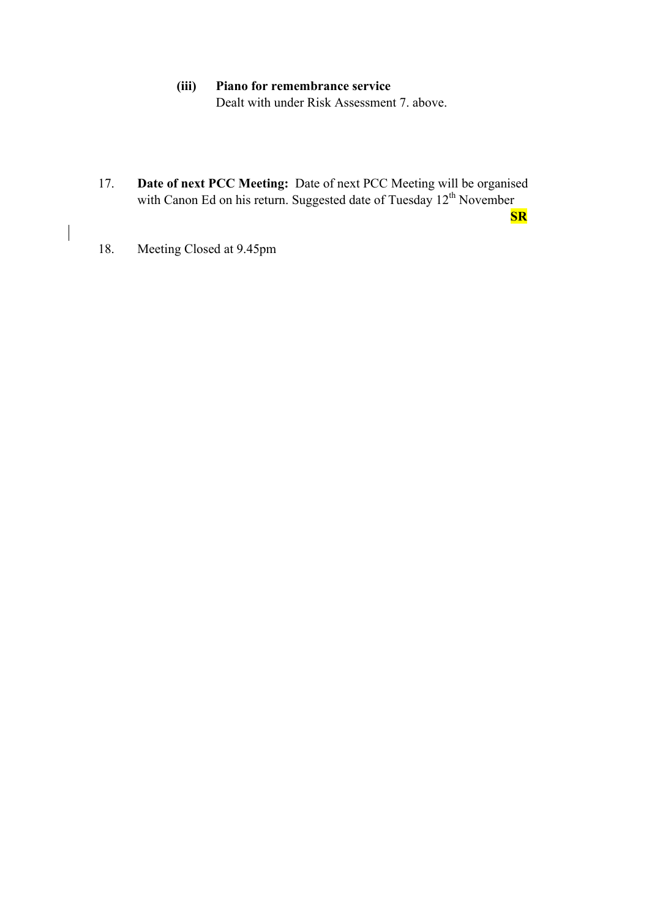**(iii) Piano for remembrance service**

Dealt with under Risk Assessment 7. above.

17. **Date of next PCC Meeting:** Date of next PCC Meeting will be organised with Canon Ed on his return. Suggested date of Tuesday 12th November **SR**

18. Meeting Closed at 9.45pm